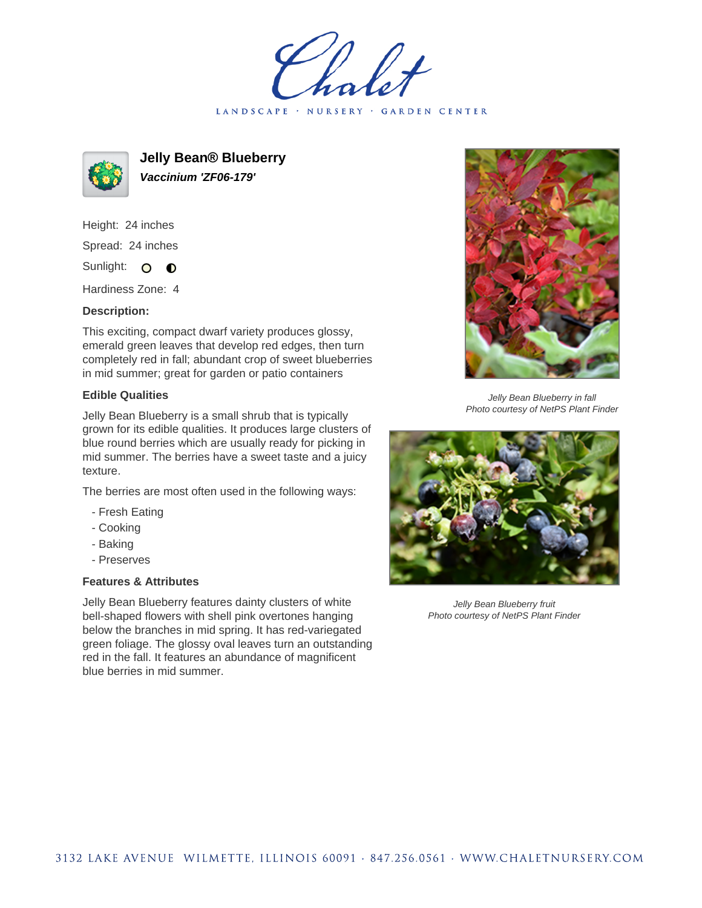# Jelly Bean® Blueberry

***Vaccinium 'ZF06-179'***

Height: 24 inches

Spread: 24 inches

Sunlight: ○ ◐

Hardiness Zone: 4

**Description:**

This exciting, compact dwarf variety produces glossy, emerald green leaves that develop red edges, then turn completely red in fall; abundant crop of sweet blueberries in mid summer; great for garden or patio containers

### Edible Qualities

Jelly Bean Blueberry is a small shrub that is typically grown for its edible qualities. It produces large clusters of blue round berries which are usually ready for picking in mid summer. The berries have a sweet taste and a juicy texture.

The berries are most often used in the following ways:

- Fresh Eating
- Cooking
- Baking
- Preserves

### Features & Attributes

Jelly Bean Blueberry features dainty clusters of white bell-shaped flowers with shell pink overtones hanging below the branches in mid spring. It has red-variegated green foliage. The glossy oval leaves turn an outstanding red in the fall. It features an abundance of magnificent blue berries in mid summer.

*Jelly Bean Blueberry in fall*
*Photo courtesy of NetPS Plant Finder*

*Jelly Bean Blueberry fruit*
*Photo courtesy of NetPS Plant Finder*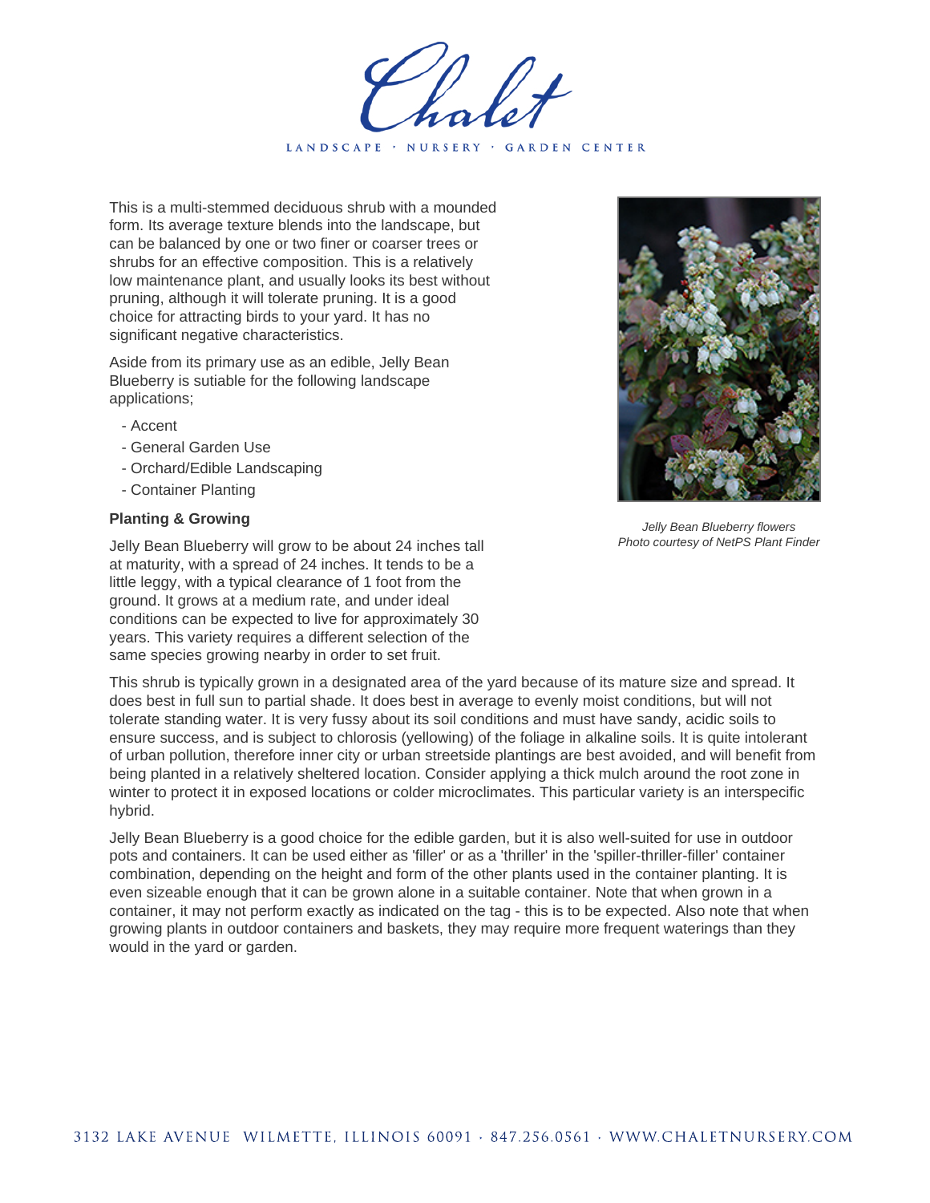This is a multi-stemmed deciduous shrub with a mounded form. Its average texture blends into the landscape, but can be balanced by one or two finer or coarser trees or shrubs for an effective composition. This is a relatively low maintenance plant, and usually looks its best without pruning, although it will tolerate pruning. It is a good choice for attracting birds to your yard. It has no significant negative characteristics.

Aside from its primary use as an edible, Jelly Bean Blueberry is sutiable for the following landscape applications;

- Accent
- General Garden Use
- Orchard/Edible Landscaping
- Container Planting

*Jelly Bean Blueberry flowers*
*Photo courtesy of NetPS Plant Finder*

**Planting & Growing**

Jelly Bean Blueberry will grow to be about 24 inches tall at maturity, with a spread of 24 inches. It tends to be a little leggy, with a typical clearance of 1 foot from the ground. It grows at a medium rate, and under ideal conditions can be expected to live for approximately 30 years. This variety requires a different selection of the same species growing nearby in order to set fruit.

This shrub is typically grown in a designated area of the yard because of its mature size and spread. It does best in full sun to partial shade. It does best in average to evenly moist conditions, but will not tolerate standing water. It is very fussy about its soil conditions and must have sandy, acidic soils to ensure success, and is subject to chlorosis (yellowing) of the foliage in alkaline soils. It is quite intolerant of urban pollution, therefore inner city or urban streetside plantings are best avoided, and will benefit from being planted in a relatively sheltered location. Consider applying a thick mulch around the root zone in winter to protect it in exposed locations or colder microclimates. This particular variety is an interspecific hybrid.

Jelly Bean Blueberry is a good choice for the edible garden, but it is also well-suited for use in outdoor pots and containers. It can be used either as 'filler' or as a 'thriller' in the 'spiller-thriller-filler' container combination, depending on the height and form of the other plants used in the container planting. It is even sizeable enough that it can be grown alone in a suitable container. Note that when grown in a container, it may not perform exactly as indicated on the tag - this is to be expected. Also note that when growing plants in outdoor containers and baskets, they may require more frequent waterings than they would in the yard or garden.